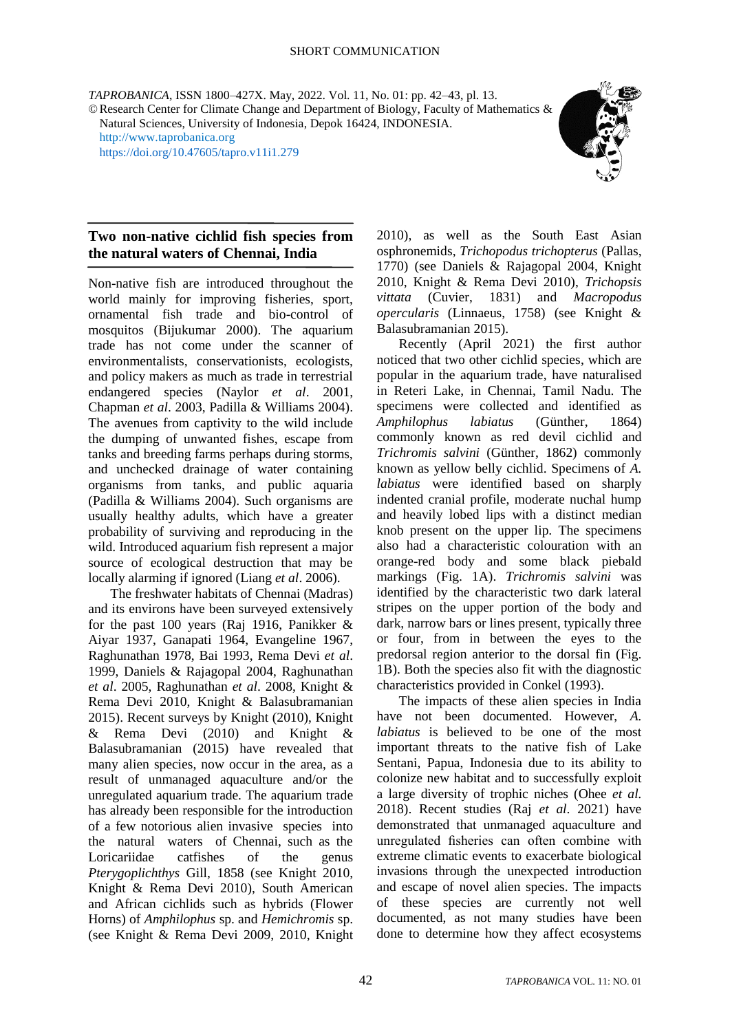SHORT COMMUNICATION

*TAPROBANICA*, ISSN 1800–427X. May, 2022. Vol. 11, No. 01: pp. 42–43, pl. 13.
© Research Center for Climate Change and Department of Biology, Faculty of Mathematics & Natural Sciences, University of Indonesia, Depok 16424, INDONESIA.
http://www.taprobanica.org
https://doi.org/10.47605/tapro.v11i1.279

## Two non-native cichlid fish species from the natural waters of Chennai, India

Non-native fish are introduced throughout the world mainly for improving fisheries, sport, ornamental fish trade and bio-control of mosquitos (Bijukumar 2000). The aquarium trade has not come under the scanner of environmentalists, conservationists, ecologists, and policy makers as much as trade in terrestrial endangered species (Naylor *et al*. 2001, Chapman *et al*. 2003, Padilla & Williams 2004). The avenues from captivity to the wild include the dumping of unwanted fishes, escape from tanks and breeding farms perhaps during storms, and unchecked drainage of water containing organisms from tanks, and public aquaria (Padilla & Williams 2004). Such organisms are usually healthy adults, which have a greater probability of surviving and reproducing in the wild. Introduced aquarium fish represent a major source of ecological destruction that may be locally alarming if ignored (Liang *et al*. 2006).

The freshwater habitats of Chennai (Madras) and its environs have been surveyed extensively for the past 100 years (Raj 1916, Panikker & Aiyar 1937, Ganapati 1964, Evangeline 1967, Raghunathan 1978, Bai 1993, Rema Devi *et al*. 1999, Daniels & Rajagopal 2004, Raghunathan *et al*. 2005, Raghunathan *et al*. 2008, Knight & Rema Devi 2010, Knight & Balasubramanian 2015). Recent surveys by Knight (2010), Knight & Rema Devi (2010) and Knight & Balasubramanian (2015) have revealed that many alien species, now occur in the area, as a result of unmanaged aquaculture and/or the unregulated aquarium trade. The aquarium trade has already been responsible for the introduction of a few notorious alien invasive species into the natural waters of Chennai, such as the Loricariidae catfishes of the genus *Pterygoplichthys* Gill, 1858 (see Knight 2010, Knight & Rema Devi 2010), South American and African cichlids such as hybrids (Flower Horns) of *Amphilophus* sp. and *Hemichromis* sp. (see Knight & Rema Devi 2009, 2010, Knight 2010), as well as the South East Asian osphronemids, *Trichopodus trichopterus* (Pallas, 1770) (see Daniels & Rajagopal 2004, Knight 2010, Knight & Rema Devi 2010), *Trichopsis vittata* (Cuvier, 1831) and *Macropodus opercularis* (Linnaeus, 1758) (see Knight & Balasubramanian 2015).

Recently (April 2021) the first author noticed that two other cichlid species, which are popular in the aquarium trade, have naturalised in Reteri Lake, in Chennai, Tamil Nadu. The specimens were collected and identified as *Amphilophus labiatus* (Günther, 1864) commonly known as red devil cichlid and *Trichromis salvini* (Günther, 1862) commonly known as yellow belly cichlid. Specimens of *A. labiatus* were identified based on sharply indented cranial profile, moderate nuchal hump and heavily lobed lips with a distinct median knob present on the upper lip. The specimens also had a characteristic colouration with an orange-red body and some black piebald markings (Fig. 1A). *Trichromis salvini* was identified by the characteristic two dark lateral stripes on the upper portion of the body and dark, narrow bars or lines present, typically three or four, from in between the eyes to the predorsal region anterior to the dorsal fin (Fig. 1B). Both the species also fit with the diagnostic characteristics provided in Conkel (1993).

The impacts of these alien species in India have not been documented. However, *A. labiatus* is believed to be one of the most important threats to the native fish of Lake Sentani, Papua, Indonesia due to its ability to colonize new habitat and to successfully exploit a large diversity of trophic niches (Ohee *et al.* 2018). Recent studies (Raj *et al*. 2021) have demonstrated that unmanaged aquaculture and unregulated fisheries can often combine with extreme climatic events to exacerbate biological invasions through the unexpected introduction and escape of novel alien species. The impacts of these species are currently not well documented, as not many studies have been done to determine how they affect ecosystems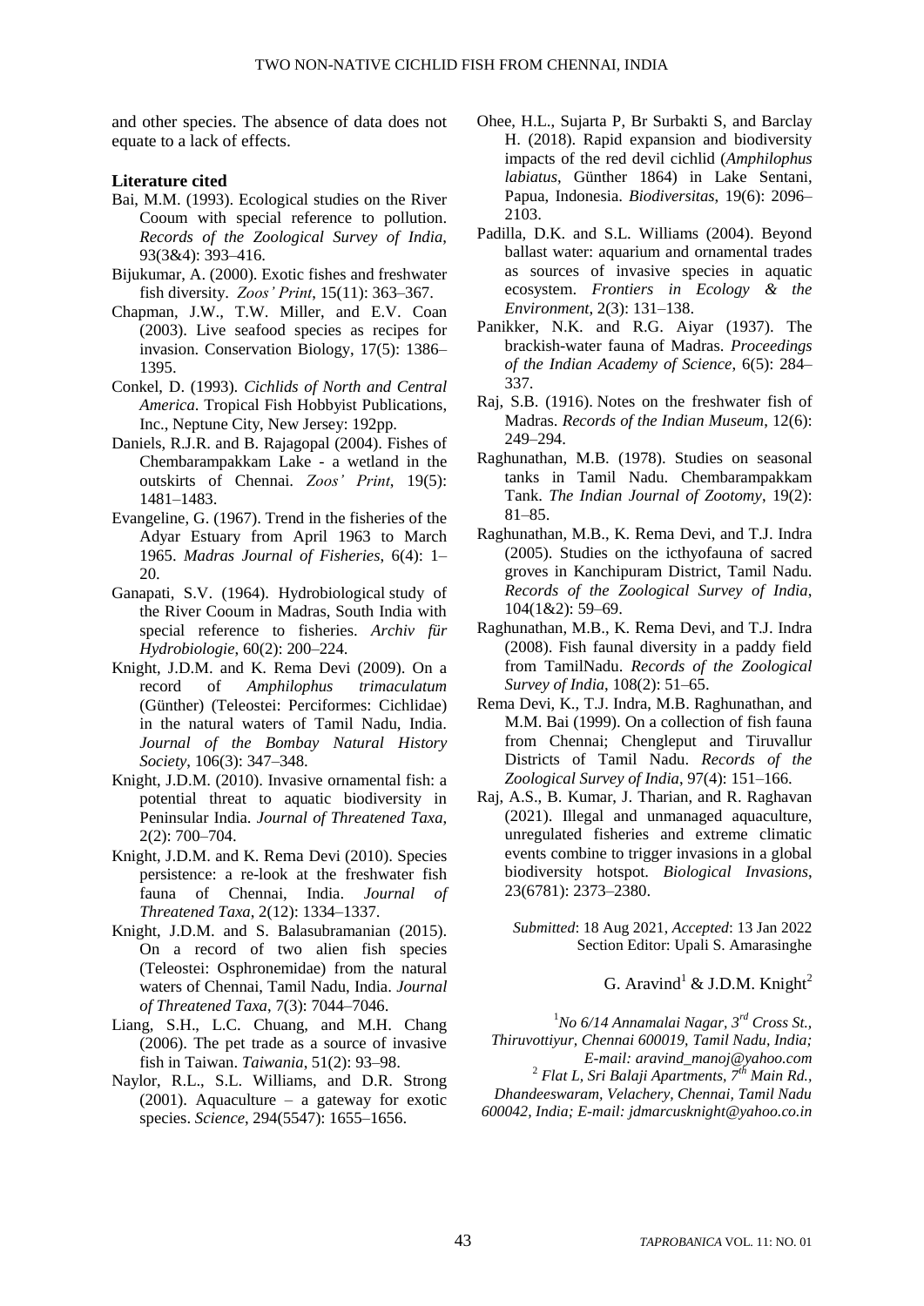and other species. The absence of data does not equate to a lack of effects.

## Literature cited

Bai, M.M. (1993). Ecological studies on the River Cooum with special reference to pollution. *Records of the Zoological Survey of India*, 93(3&4): 393–416.

Bijukumar, A. (2000). Exotic fishes and freshwater fish diversity. *Zoos' Print*, 15(11): 363–367.

Chapman, J.W., T.W. Miller, and E.V. Coan (2003). Live seafood species as recipes for invasion. Conservation Biology, 17(5): 1386–1395.

Conkel, D. (1993). *Cichlids of North and Central America*. Tropical Fish Hobbyist Publications, Inc., Neptune City, New Jersey: 192pp.

Daniels, R.J.R. and B. Rajagopal (2004). Fishes of Chembarampakkam Lake - a wetland in the outskirts of Chennai. *Zoos' Print*, 19(5): 1481–1483.

Evangeline, G. (1967). Trend in the fisheries of the Adyar Estuary from April 1963 to March 1965. *Madras Journal of Fisheries*, 6(4): 1–20.

Ganapati, S.V. (1964). Hydrobiological study of the River Cooum in Madras, South India with special reference to fisheries. *Archiv für Hydrobiologie*, 60(2): 200–224.

Knight, J.D.M. and K. Rema Devi (2009). On a record of *Amphilophus trimaculatum* (Günther) (Teleostei: Perciformes: Cichlidae) in the natural waters of Tamil Nadu, India. *Journal of the Bombay Natural History Society*, 106(3): 347–348.

Knight, J.D.M. (2010). Invasive ornamental fish: a potential threat to aquatic biodiversity in Peninsular India. *Journal of Threatened Taxa*, 2(2): 700–704.

Knight, J.D.M. and K. Rema Devi (2010). Species persistence: a re-look at the freshwater fish fauna of Chennai, India. *Journal of Threatened Taxa*, 2(12): 1334–1337.

Knight, J.D.M. and S. Balasubramanian (2015). On a record of two alien fish species (Teleostei: Osphronemidae) from the natural waters of Chennai, Tamil Nadu, India. *Journal of Threatened Taxa*, 7(3): 7044–7046.

Liang, S.H., L.C. Chuang, and M.H. Chang (2006). The pet trade as a source of invasive fish in Taiwan. *Taiwania*, 51(2): 93–98.

Naylor, R.L., S.L. Williams, and D.R. Strong (2001). Aquaculture – a gateway for exotic species. *Science*, 294(5547): 1655–1656.

Ohee, H.L., Sujarta P, Br Surbakti S, and Barclay H. (2018). Rapid expansion and biodiversity impacts of the red devil cichlid (*Amphilophus labiatus*, Günther 1864) in Lake Sentani, Papua, Indonesia. *Biodiversitas*, 19(6): 2096–2103.

Padilla, D.K. and S.L. Williams (2004). Beyond ballast water: aquarium and ornamental trades as sources of invasive species in aquatic ecosystem. *Frontiers in Ecology & the Environment*, 2(3): 131–138.

Panikker, N.K. and R.G. Aiyar (1937). The brackish-water fauna of Madras. *Proceedings of the Indian Academy of Science*, 6(5): 284–337.

Raj, S.B. (1916). Notes on the freshwater fish of Madras. *Records of the Indian Museum*, 12(6): 249–294.

Raghunathan, M.B. (1978). Studies on seasonal tanks in Tamil Nadu. Chembarampakkam Tank. *The Indian Journal of Zootomy*, 19(2): 81–85.

Raghunathan, M.B., K. Rema Devi, and T.J. Indra (2005). Studies on the icthyofauna of sacred groves in Kanchipuram District, Tamil Nadu. *Records of the Zoological Survey of India*, 104(1&2): 59–69.

Raghunathan, M.B., K. Rema Devi, and T.J. Indra (2008). Fish faunal diversity in a paddy field from TamilNadu. *Records of the Zoological Survey of India*, 108(2): 51–65.

Rema Devi, K., T.J. Indra, M.B. Raghunathan, and M.M. Bai (1999). On a collection of fish fauna from Chennai; Chengleput and Tiruvallur Districts of Tamil Nadu. *Records of the Zoological Survey of India*, 97(4): 151–166.

Raj, A.S., B. Kumar, J. Tharian, and R. Raghavan (2021). Illegal and unmanaged aquaculture, unregulated fisheries and extreme climatic events combine to trigger invasions in a global biodiversity hotspot. *Biological Invasions*, 23(6781): 2373–2380.

*Submitted*: 18 Aug 2021, *Accepted*: 13 Jan 2022
Section Editor: Upali S. Amarasinghe

G. Aravind[1] & J.D.M. Knight[2]

[1] *No 6/14 Annamalai Nagar, 3rd Cross St., Thiruvottiyur, Chennai 600019, Tamil Nadu, India; E-mail: aravind_manoj@yahoo.com*
[2] *Flat L, Sri Balaji Apartments, 7th Main Rd., Dhandeeswaram, Velachery, Chennai, Tamil Nadu 600042, India; E-mail: jdmarcusknight@yahoo.co.in*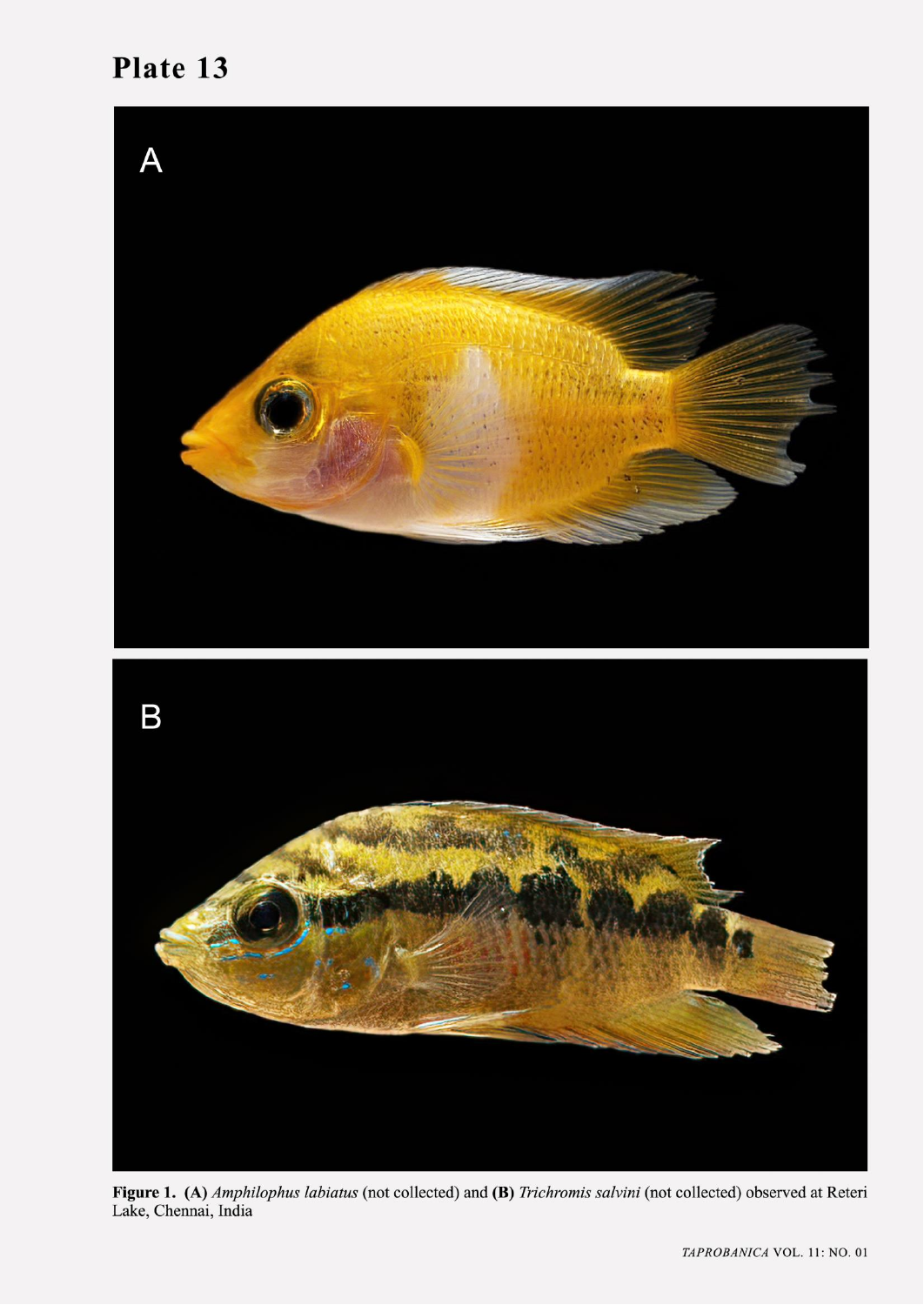# Plate 13

A

B

**Figure 1. (A)** *Amphilophus labiatus* (not collected) and **(B)** *Trichromis salvini* (not collected) observed at Reteri Lake, Chennai, India